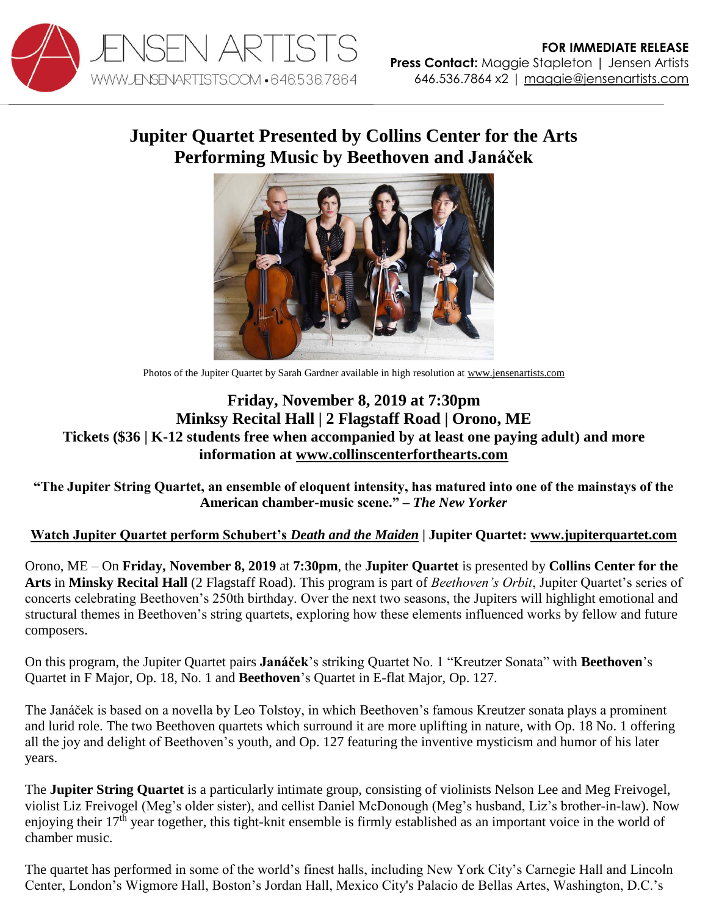**FOR IMMEDIATE RELEASE**
**Press Contact:** Maggie Stapleton | Jensen Artists
646.536.7864 x2 | maggie@jensenartists.com

# Jupiter Quartet Presented by Collins Center for the Arts Performing Music by Beethoven and Janáček

Photos of the Jupiter Quartet by Sarah Gardner available in high resolution at www.jensenartists.com

## Friday, November 8, 2019 at 7:30pm
## Minksy Recital Hall | 2 Flagstaff Road | Orono, ME
### Tickets ($36 | K-12 students free when accompanied by at least one paying adult) and more information at www.collinscenterforthearts.com

**"The Jupiter String Quartet, an ensemble of eloquent intensity, has matured into one of the mainstays of the American chamber-music scene." – *The New Yorker***

**Watch Jupiter Quartet perform Schubert's *Death and the Maiden* | Jupiter Quartet: www.jupiterquartet.com**

Orono, ME – On **Friday, November 8, 2019** at **7:30pm**, the **Jupiter Quartet** is presented by **Collins Center for the Arts** in **Minsky Recital Hall** (2 Flagstaff Road). This program is part of *Beethoven's Orbit*, Jupiter Quartet's series of concerts celebrating Beethoven's 250th birthday. Over the next two seasons, the Jupiters will highlight emotional and structural themes in Beethoven's string quartets, exploring how these elements influenced works by fellow and future composers.

On this program, the Jupiter Quartet pairs **Janáček**'s striking Quartet No. 1 "Kreutzer Sonata" with **Beethoven**'s Quartet in F Major, Op. 18, No. 1 and **Beethoven**'s Quartet in E-flat Major, Op. 127.

The Janáček is based on a novella by Leo Tolstoy, in which Beethoven's famous Kreutzer sonata plays a prominent and lurid role. The two Beethoven quartets which surround it are more uplifting in nature, with Op. 18 No. 1 offering all the joy and delight of Beethoven's youth, and Op. 127 featuring the inventive mysticism and humor of his later years.

The **Jupiter String Quartet** is a particularly intimate group, consisting of violinists Nelson Lee and Meg Freivogel, violist Liz Freivogel (Meg's older sister), and cellist Daniel McDonough (Meg's husband, Liz's brother-in-law). Now enjoying their 17th year together, this tight-knit ensemble is firmly established as an important voice in the world of chamber music.

The quartet has performed in some of the world's finest halls, including New York City's Carnegie Hall and Lincoln Center, London's Wigmore Hall, Boston's Jordan Hall, Mexico City's Palacio de Bellas Artes, Washington, D.C.'s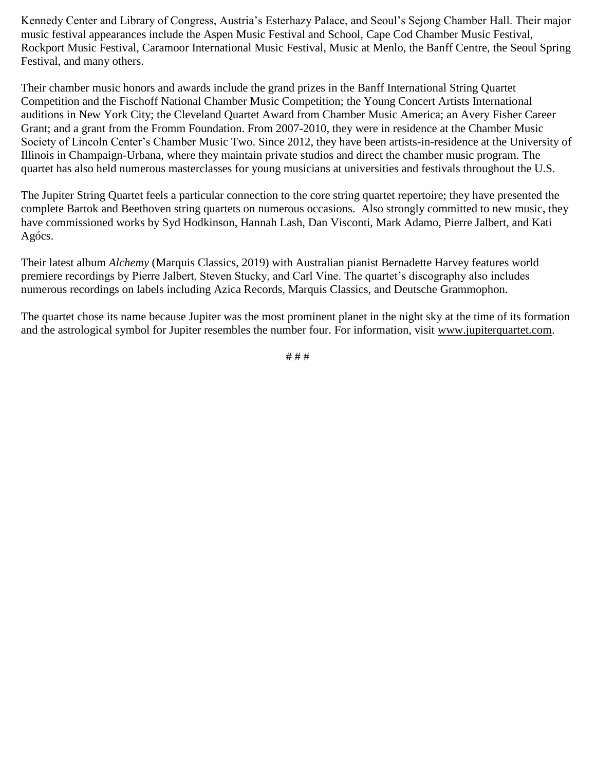Kennedy Center and Library of Congress, Austria's Esterhazy Palace, and Seoul's Sejong Chamber Hall. Their major music festival appearances include the Aspen Music Festival and School, Cape Cod Chamber Music Festival, Rockport Music Festival, Caramoor International Music Festival, Music at Menlo, the Banff Centre, the Seoul Spring Festival, and many others.

Their chamber music honors and awards include the grand prizes in the Banff International String Quartet Competition and the Fischoff National Chamber Music Competition; the Young Concert Artists International auditions in New York City; the Cleveland Quartet Award from Chamber Music America; an Avery Fisher Career Grant; and a grant from the Fromm Foundation. From 2007-2010, they were in residence at the Chamber Music Society of Lincoln Center's Chamber Music Two. Since 2012, they have been artists-in-residence at the University of Illinois in Champaign-Urbana, where they maintain private studios and direct the chamber music program. The quartet has also held numerous masterclasses for young musicians at universities and festivals throughout the U.S.

The Jupiter String Quartet feels a particular connection to the core string quartet repertoire; they have presented the complete Bartok and Beethoven string quartets on numerous occasions. Also strongly committed to new music, they have commissioned works by Syd Hodkinson, Hannah Lash, Dan Visconti, Mark Adamo, Pierre Jalbert, and Kati Agócs.

Their latest album *Alchemy* (Marquis Classics, 2019) with Australian pianist Bernadette Harvey features world premiere recordings by Pierre Jalbert, Steven Stucky, and Carl Vine. The quartet's discography also includes numerous recordings on labels including Azica Records, Marquis Classics, and Deutsche Grammophon.

The quartet chose its name because Jupiter was the most prominent planet in the night sky at the time of its formation and the astrological symbol for Jupiter resembles the number four. For information, visit www.jupiterquartet.com.

# # #